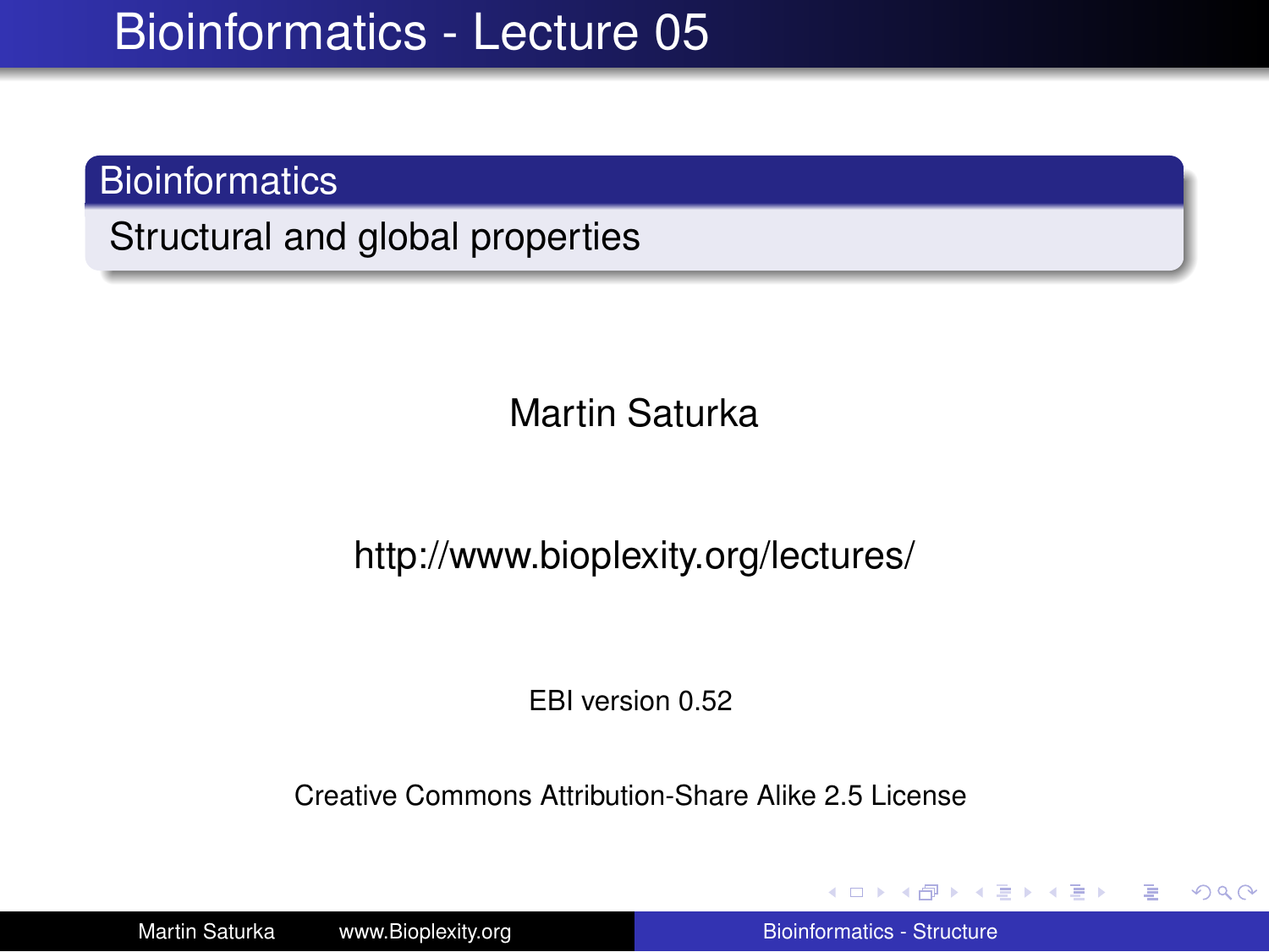# Bioinformatics - Lecture 05

## Bioinformatics

Structural and global properties

Martin Saturka

http://www.bioplexity.org/lectures/

EBI version 0.52

Creative Commons Attribution-Share Alike 2.5 License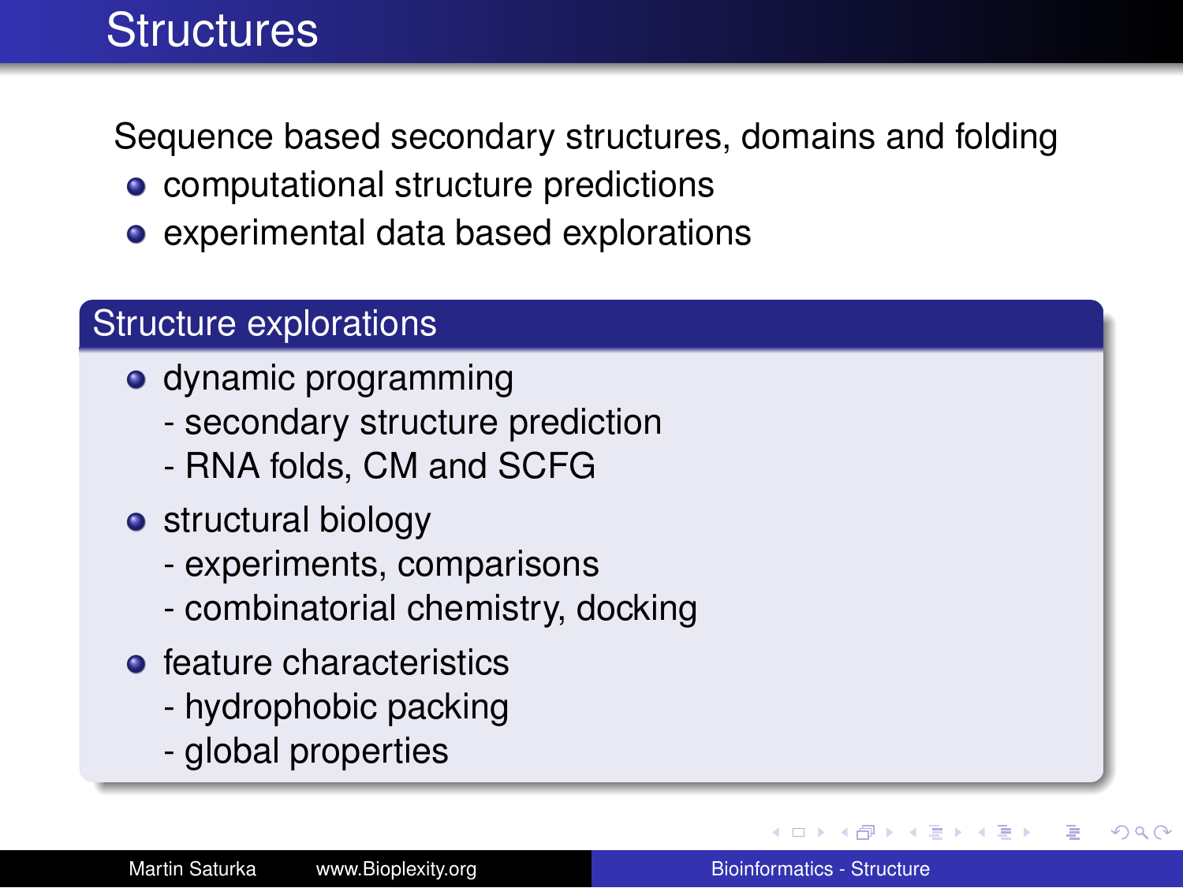# Structures

Sequence based secondary structures, domains and folding

- computational structure predictions
- experimental data based explorations

## Structure explorations

- dynamic programming
  - secondary structure prediction
  - RNA folds, CM and SCFG
- structural biology
  - experiments, comparisons
  - combinatorial chemistry, docking
- feature characteristics
  - hydrophobic packing
  - global properties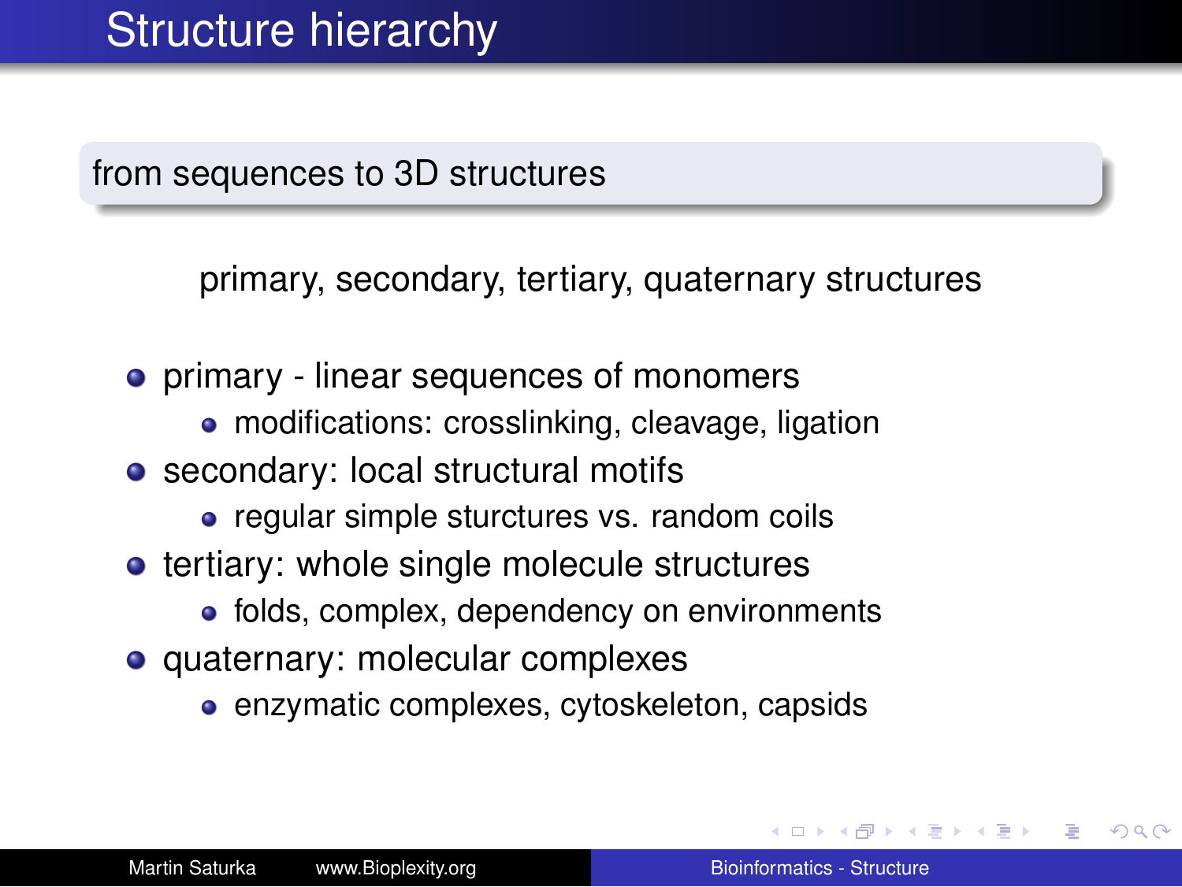# Structure hierarchy

## from sequences to 3D structures

primary, secondary, tertiary, quaternary structures

- primary - linear sequences of monomers
  - modifications: crosslinking, cleavage, ligation
- secondary: local structural motifs
  - regular simple sturctures vs. random coils
- tertiary: whole single molecule structures
  - folds, complex, dependency on environments
- quaternary: molecular complexes
  - enzymatic complexes, cytoskeleton, capsids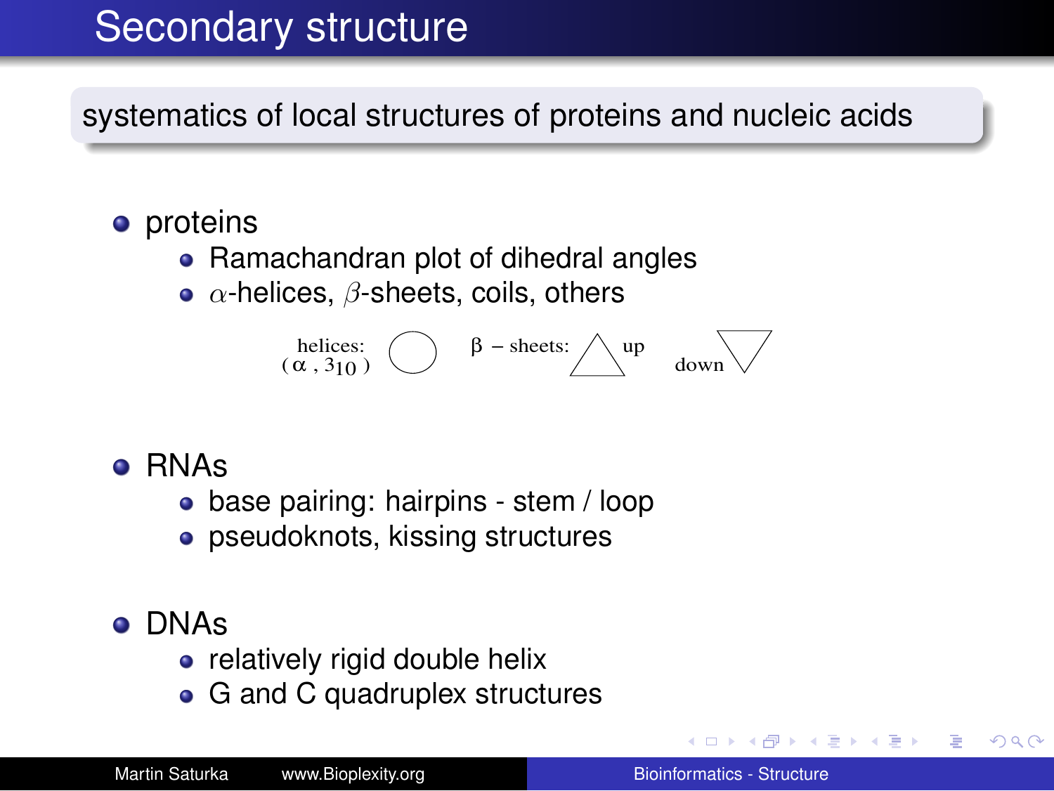# Secondary structure

systematics of local structures of proteins and nucleic acids

- proteins
  - Ramachandran plot of dihedral angles
  - $\alpha$-helices, $\beta$-sheets, coils, others

helices: ($\alpha$, $3_{10}$) ◯ $\beta$ – sheets: △ up ▽ down

- RNAs
  - base pairing: hairpins - stem / loop
  - pseudoknots, kissing structures
- DNAs
  - relatively rigid double helix
  - G and C quadruplex structures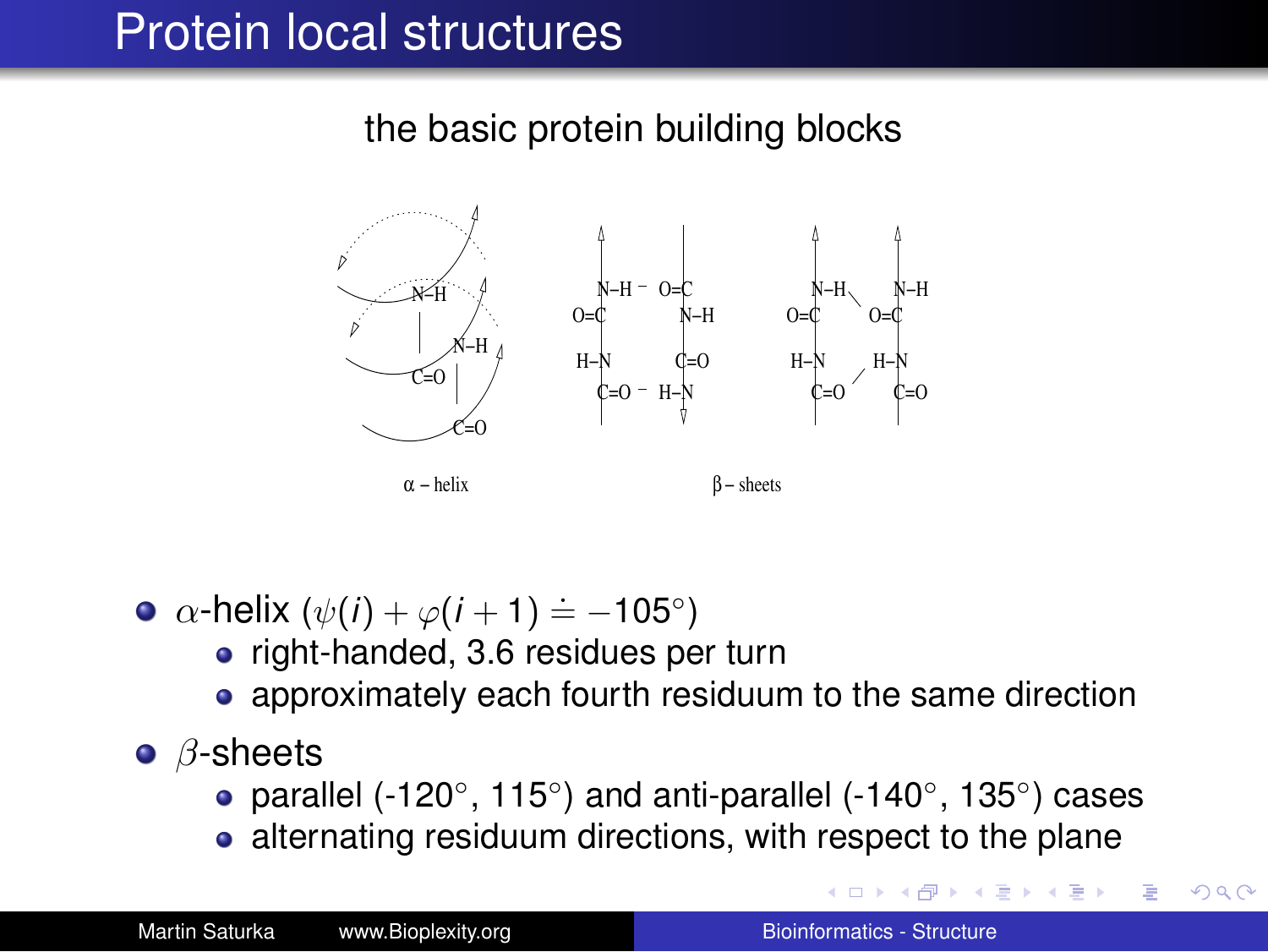# Protein local structures

the basic protein building blocks

α – helix

β – sheets

- $\alpha$-helix ($\psi(i) + \varphi(i+1) \doteq -105^\circ$)
  - right-handed, 3.6 residues per turn
  - approximately each fourth residuum to the same direction
- $\beta$-sheets
  - parallel (-120°, 115°) and anti-parallel (-140°, 135°) cases
  - alternating residuum directions, with respect to the plane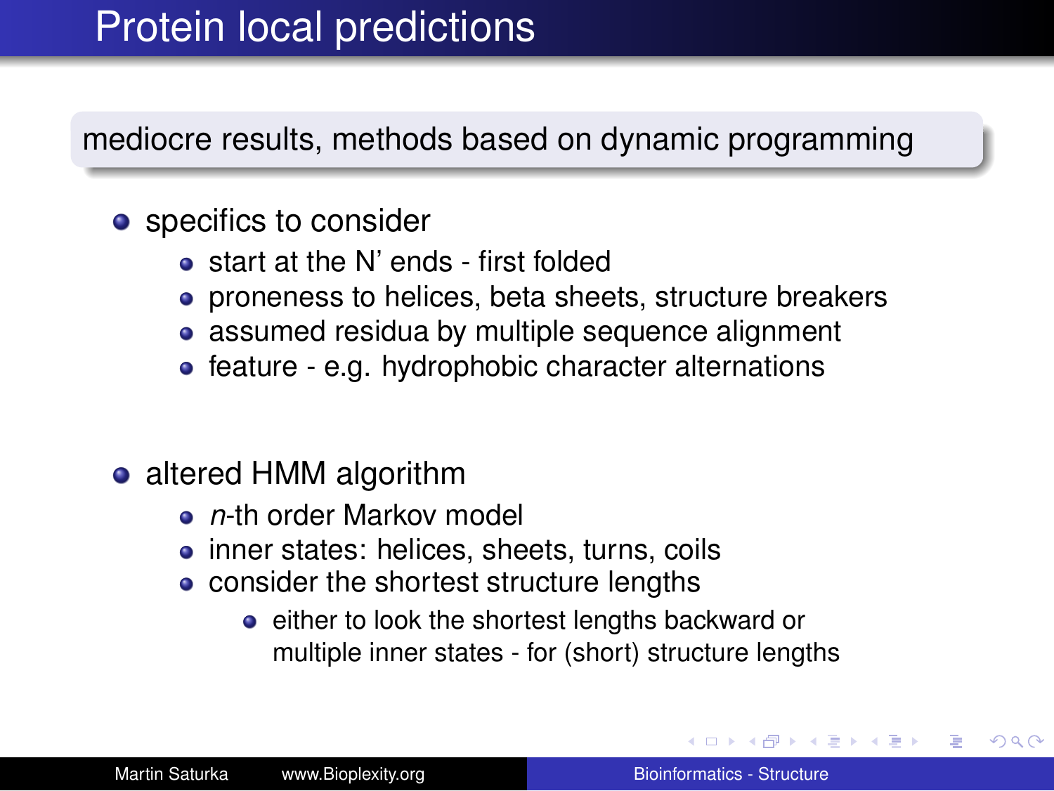# Protein local predictions

mediocre results, methods based on dynamic programming

- specifics to consider
  - start at the N' ends - first folded
  - proneness to helices, beta sheets, structure breakers
  - assumed residua by multiple sequence alignment
  - feature - e.g. hydrophobic character alternations

- altered HMM algorithm
  - *n*-th order Markov model
  - inner states: helices, sheets, turns, coils
  - consider the shortest structure lengths
    - either to look the shortest lengths backward or multiple inner states - for (short) structure lengths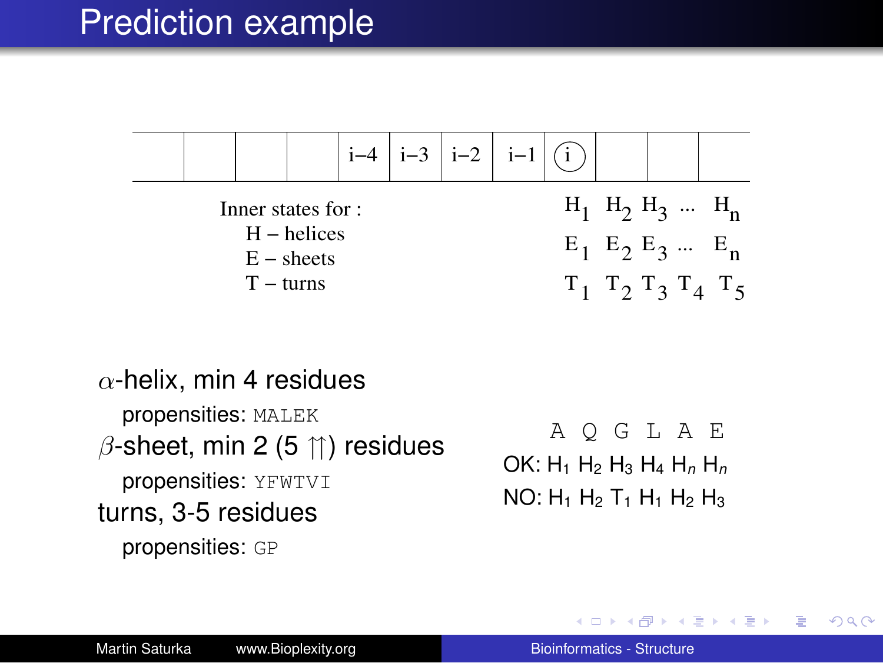# Prediction example

|  |  |  |  | i−4 | i−3 | i−2 | i−1 | (i) |  |  |  |
|---|---|---|---|---|---|---|---|---|---|---|---|

Inner states for :
- H – helices
- E – sheets
- T – turns

$H_1$ $H_2$ $H_3$ ... $H_n$

$E_1$ $E_2$ $E_3$ ... $E_n$

$T_1$ $T_2$ $T_3$ $T_4$ $T_5$

$\alpha$-helix, min 4 residues
- propensities: `MALEK`

$\beta$-sheet, min 2 (5 $\upuparrows$) residues
- propensities: `YFWTVI`

turns, 3-5 residues
- propensities: `GP`

`A Q G L A E`

OK: $H_1$ $H_2$ $H_3$ $H_4$ $H_n$ $H_n$

NO: $H_1$ $H_2$ $T_1$ $H_1$ $H_2$ $H_3$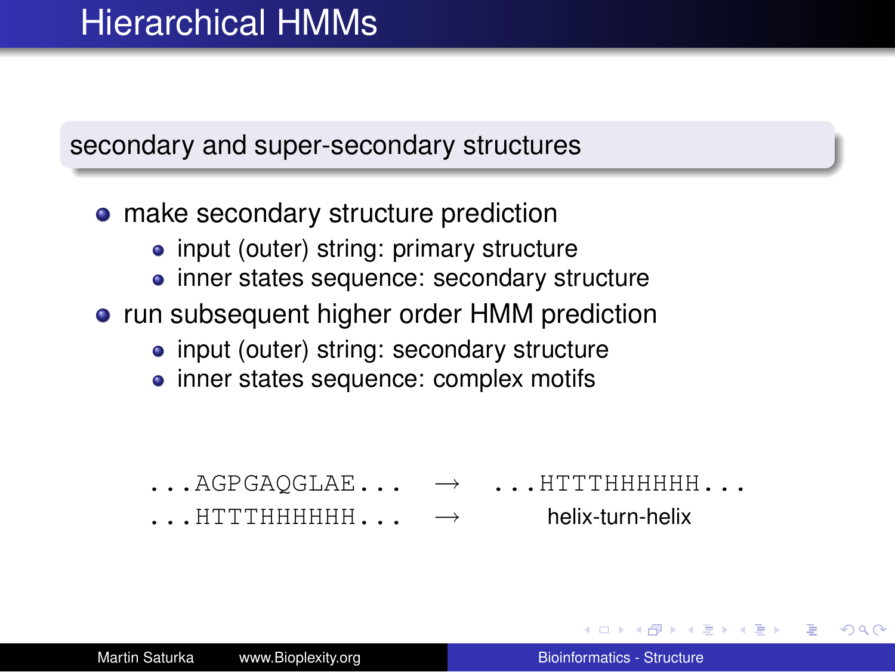# Hierarchical HMMs

## secondary and super-secondary structures

- make secondary structure prediction
  - input (outer) string: primary structure
  - inner states sequence: secondary structure
- run subsequent higher order HMM prediction
  - input (outer) string: secondary structure
  - inner states sequence: complex motifs

```
...AGPGAQGLAE...   →   ...HTTTHHHHHH...
...HTTTHHHHHH...   →   helix-turn-helix
```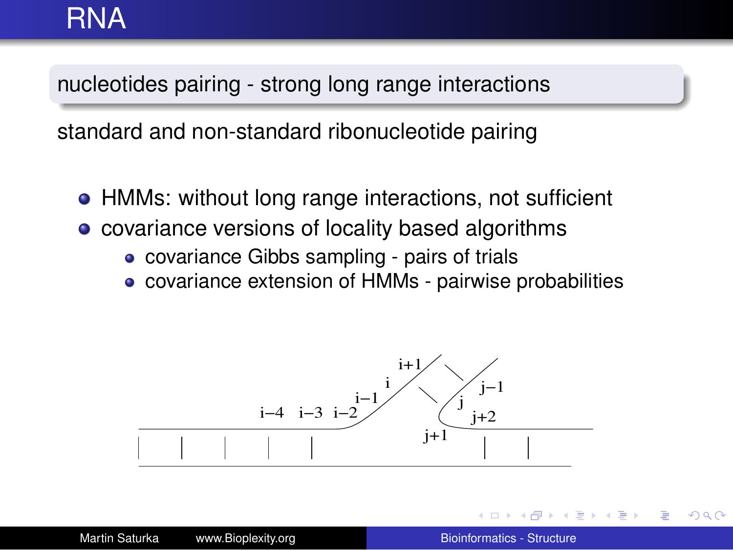# RNA

**nucleotides pairing - strong long range interactions**

standard and non-standard ribonucleotide pairing

- HMMs: without long range interactions, not sufficient
- covariance versions of locality based algorithms
  - covariance Gibbs sampling - pairs of trials
  - covariance extension of HMMs - pairwise probabilities

i−4 i−3 i−2 i−1 i i+1 j−1 j j+2 j+1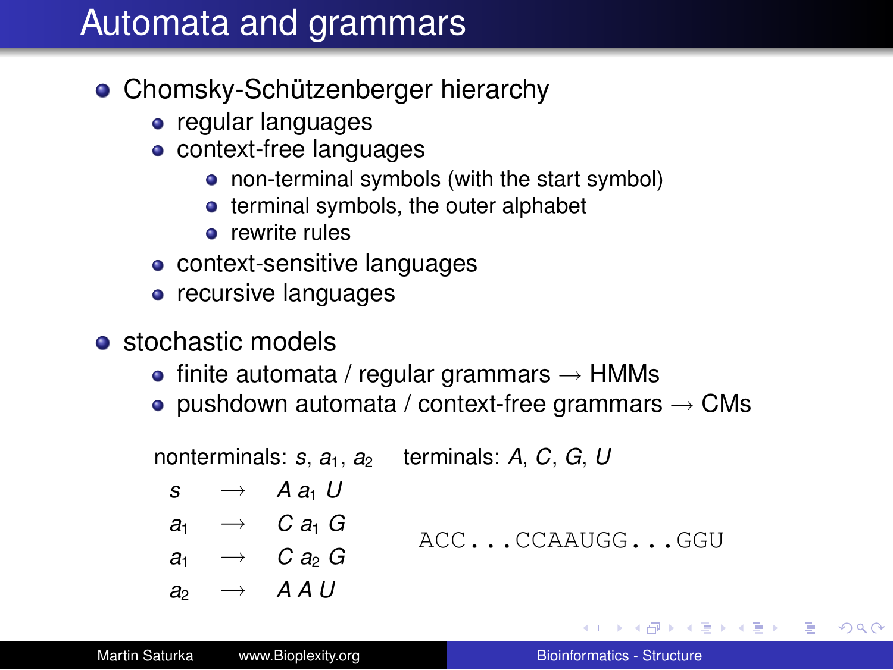# Automata and grammars

- Chomsky-Schützenberger hierarchy
  - regular languages
  - context-free languages
    - non-terminal symbols (with the start symbol)
    - terminal symbols, the outer alphabet
    - rewrite rules
  - context-sensitive languages
  - recursive languages
- stochastic models
  - finite automata / regular grammars → HMMs
  - pushdown automata / context-free grammars → CMs

nonterminals: $s$, $a_1$, $a_2$ terminals: $A$, $C$, $G$, $U$

$$s \longrightarrow A\ a_1\ U$$
$$a_1 \longrightarrow C\ a_1\ G$$
$$a_1 \longrightarrow C\ a_2\ G$$
$$a_2 \longrightarrow A\ A\ U$$

```
ACC...CCAAUGG...GGU
```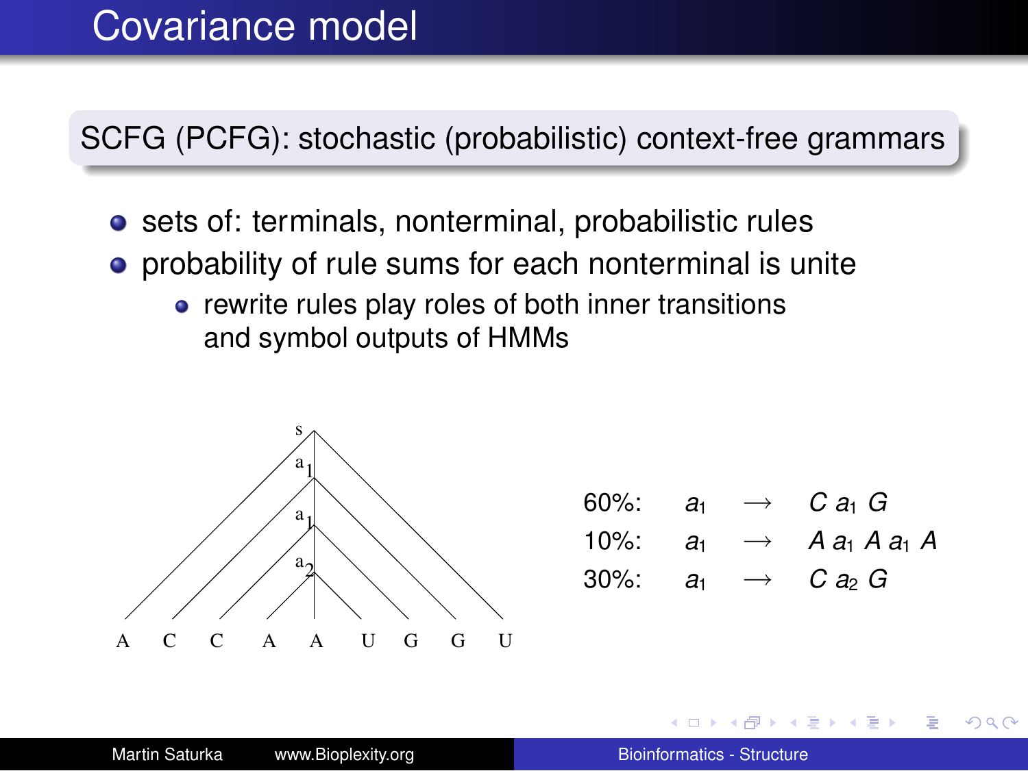# Covariance model

## SCFG (PCFG): stochastic (probabilistic) context-free grammars

- sets of: terminals, nonterminal, probabilistic rules
- probability of rule sums for each nonterminal is unite
  - rewrite rules play roles of both inner transitions and symbol outputs of HMMs

| | | | |
|---|---|---|---|
| 60%: | $a_1$ | $\longrightarrow$ | $C\ a_1\ G$ |
| 10%: | $a_1$ | $\longrightarrow$ | $A\ a_1\ A\ a_1\ A$ |
| 30%: | $a_1$ | $\longrightarrow$ | $C\ a_2\ G$ |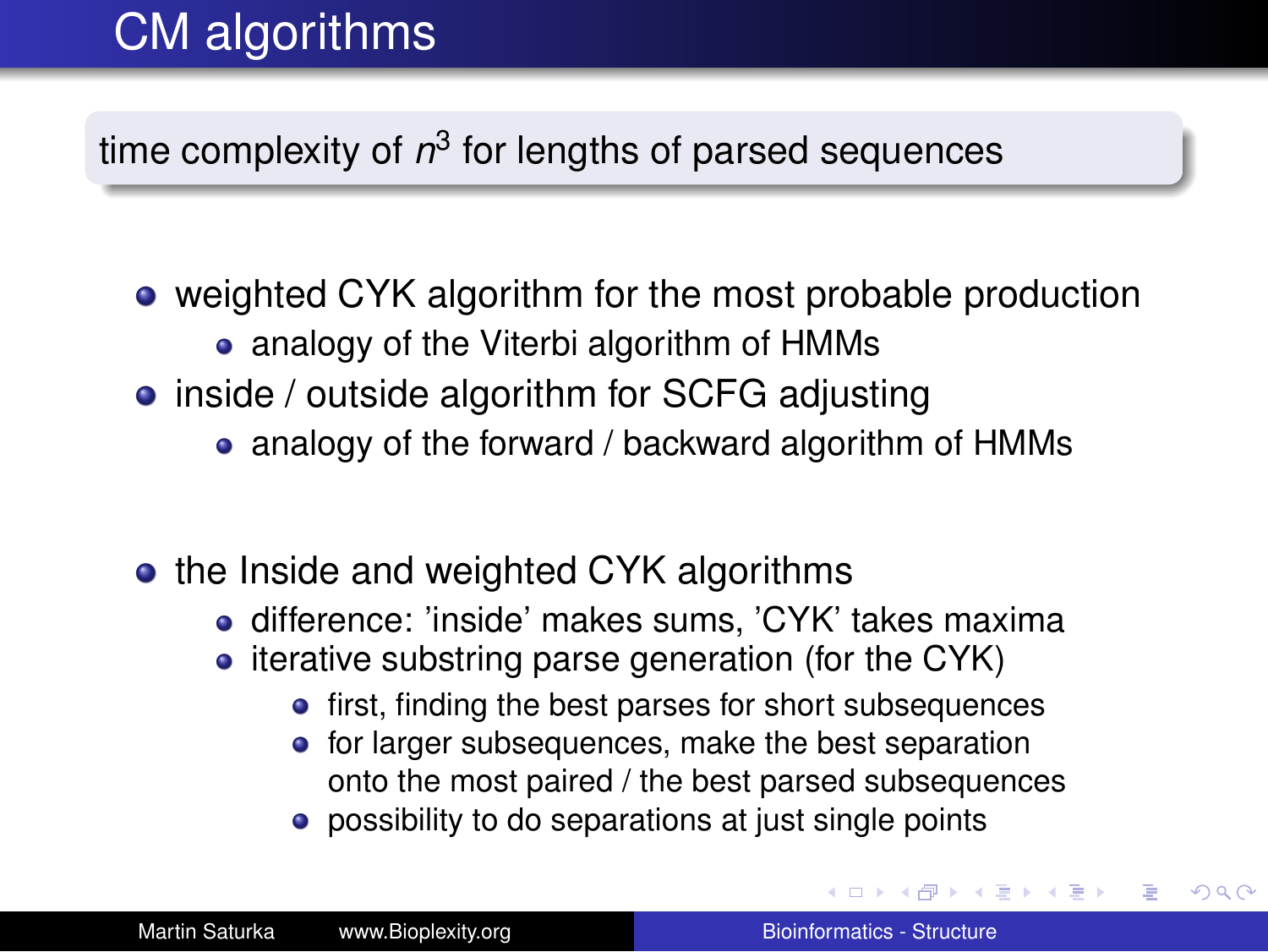# CM algorithms

time complexity of $n^3$ for lengths of parsed sequences

- weighted CYK algorithm for the most probable production
  - analogy of the Viterbi algorithm of HMMs
- inside / outside algorithm for SCFG adjusting
  - analogy of the forward / backward algorithm of HMMs

- the Inside and weighted CYK algorithms
  - difference: 'inside' makes sums, 'CYK' takes maxima
  - iterative substring parse generation (for the CYK)
    - first, finding the best parses for short subsequences
    - for larger subsequences, make the best separation onto the most paired / the best parsed subsequences
    - possibility to do separations at just single points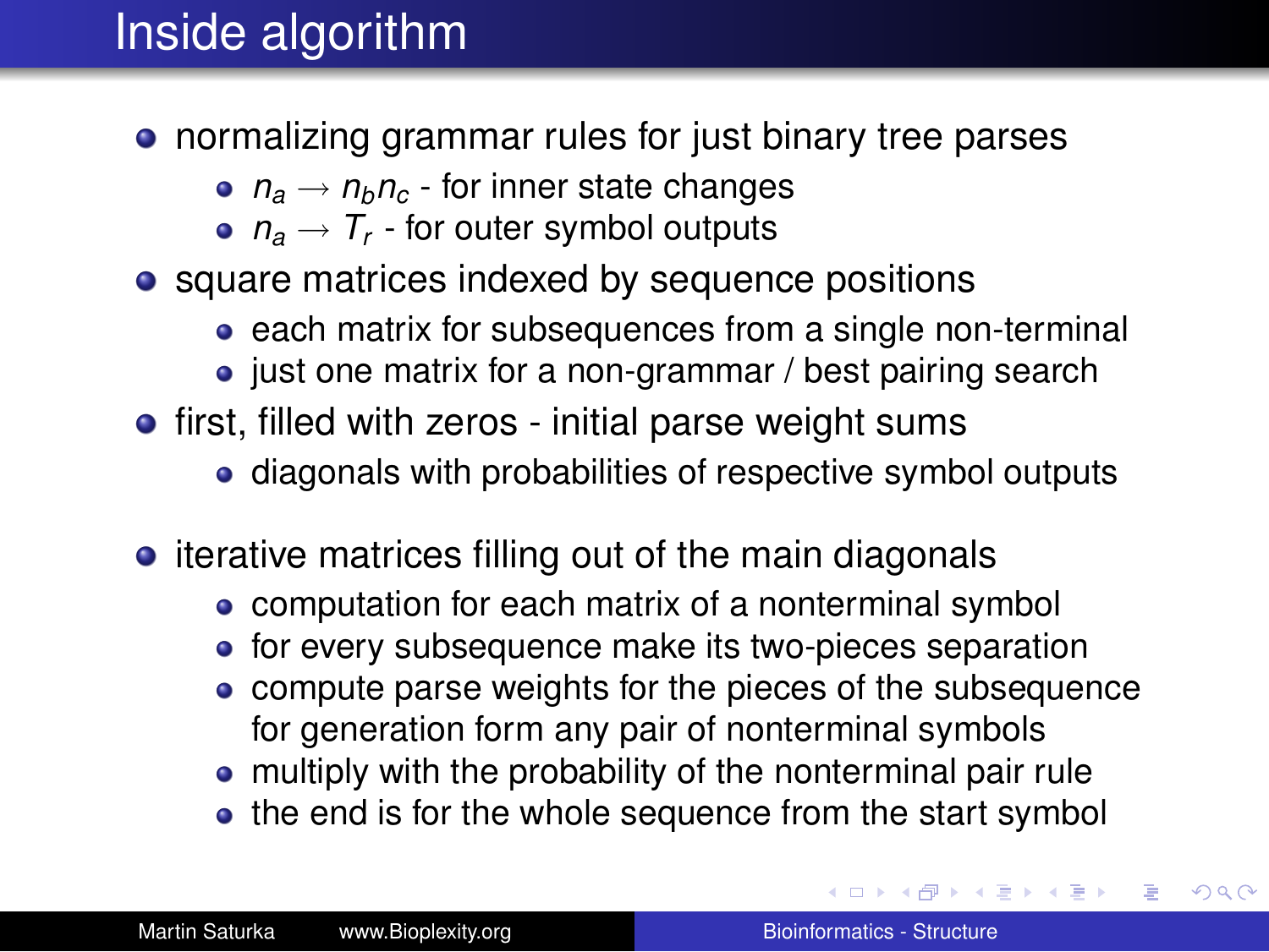# Inside algorithm

- normalizing grammar rules for just binary tree parses
  - $n_a \rightarrow n_b n_c$ - for inner state changes
  - $n_a \rightarrow T_r$ - for outer symbol outputs
- square matrices indexed by sequence positions
  - each matrix for subsequences from a single non-terminal
  - just one matrix for a non-grammar / best pairing search
- first, filled with zeros - initial parse weight sums
  - diagonals with probabilities of respective symbol outputs
- iterative matrices filling out of the main diagonals
  - computation for each matrix of a nonterminal symbol
  - for every subsequence make its two-pieces separation
  - compute parse weights for the pieces of the subsequence for generation form any pair of nonterminal symbols
  - multiply with the probability of the nonterminal pair rule
  - the end is for the whole sequence from the start symbol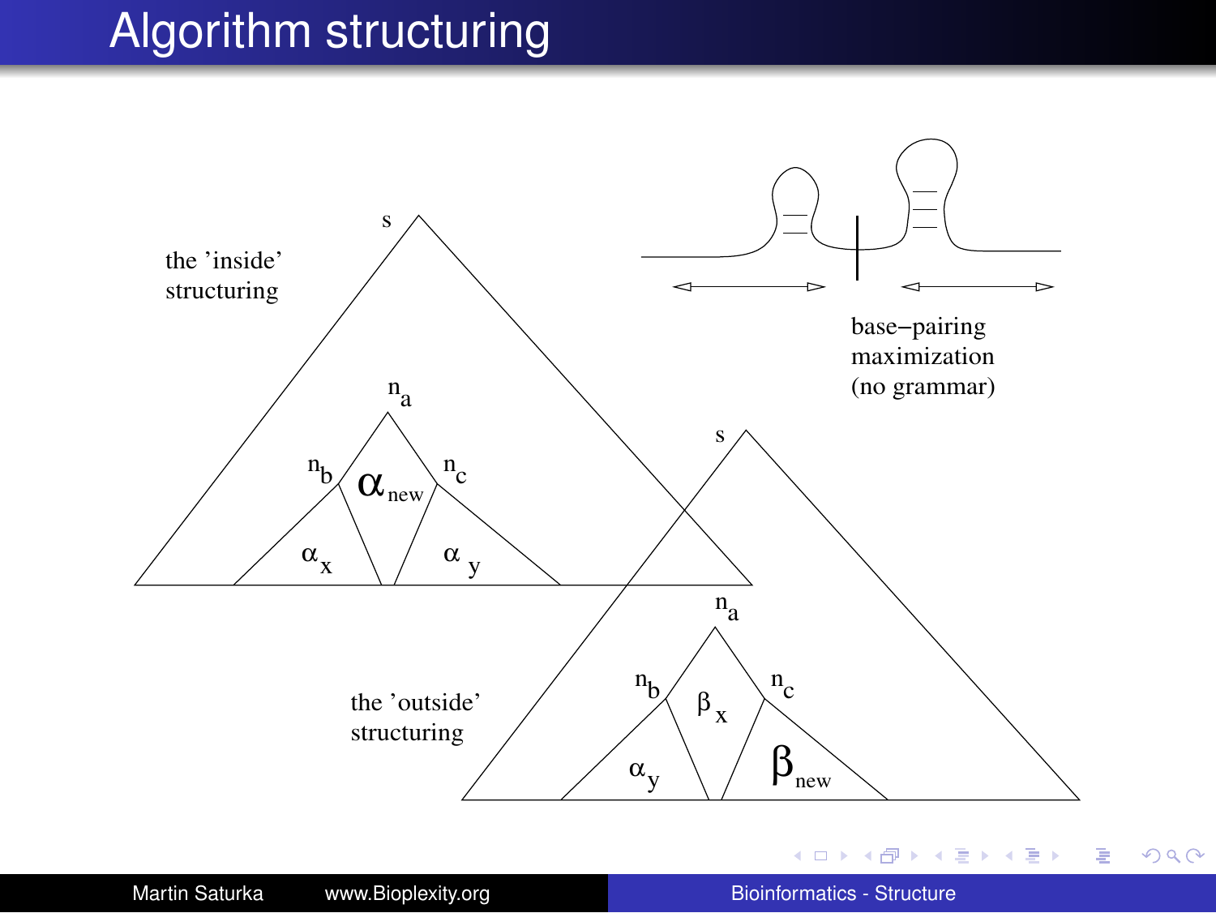# Algorithm structuring

the 'inside' structuring

$s$

$n_a$

$n_b$ $\alpha_{new}$ $n_c$

$\alpha_x$ $\alpha_y$

the 'outside' structuring

$s$

$n_a$

$n_b$ $\beta_x$ $n_c$

$\alpha_y$ $\beta_{new}$

base−pairing maximization (no grammar)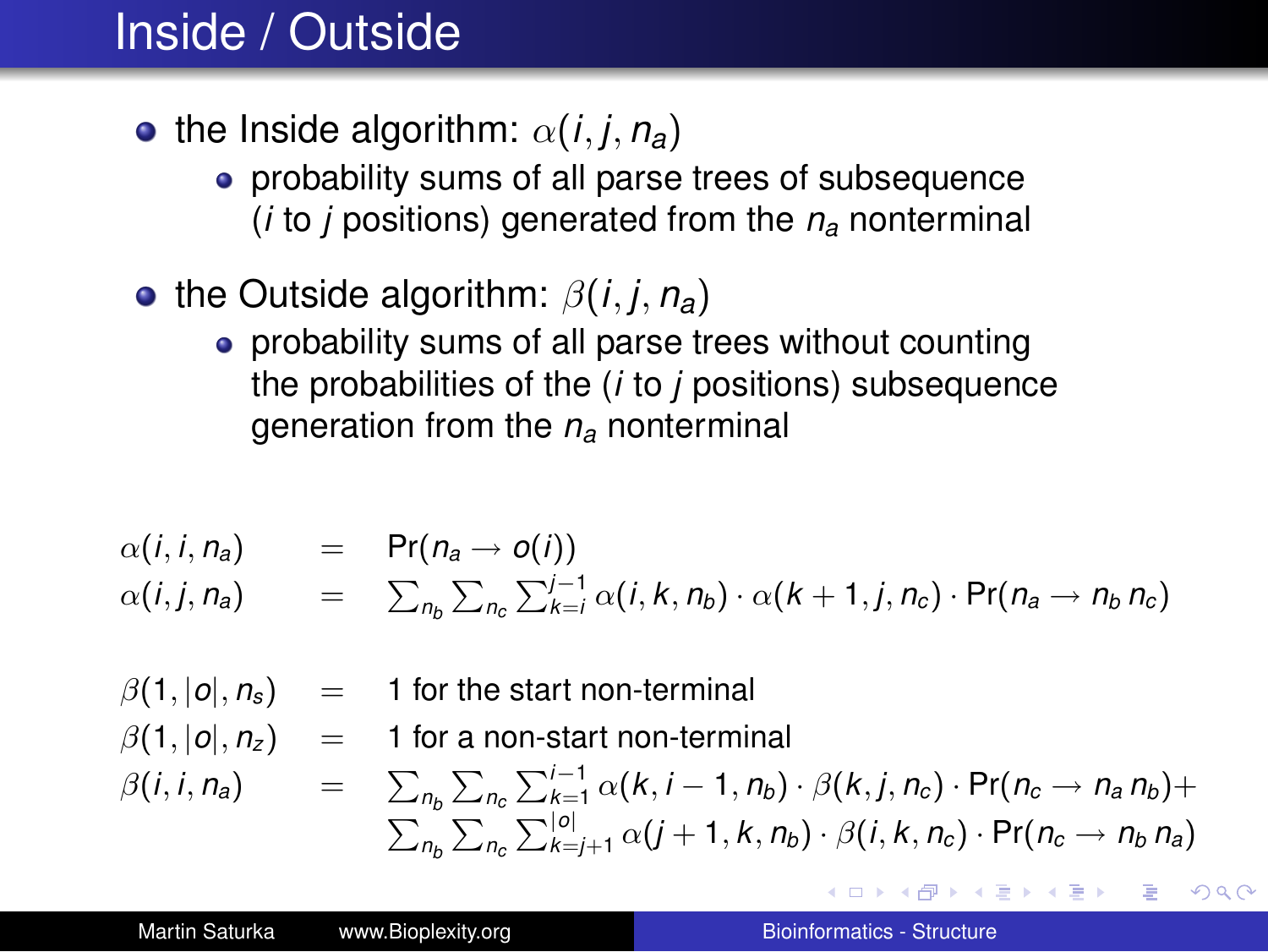# Inside / Outside

- the Inside algorithm: $\alpha(i, j, n_a)$
  - probability sums of all parse trees of subsequence ($i$ to $j$ positions) generated from the $n_a$ nonterminal
- the Outside algorithm: $\beta(i, j, n_a)$
  - probability sums of all parse trees without counting the probabilities of the ($i$ to $j$ positions) subsequence generation from the $n_a$ nonterminal

$$
\begin{aligned}
\alpha(i, i, n_a) &= \Pr(n_a \rightarrow o(i)) \\
\alpha(i, j, n_a) &= \textstyle\sum_{n_b} \sum_{n_c} \sum_{k=i}^{j-1} \alpha(i, k, n_b) \cdot \alpha(k+1, j, n_c) \cdot \Pr(n_a \rightarrow n_b\, n_c)
\end{aligned}
$$

$$
\begin{aligned}
\beta(1, |o|, n_s) &= 1 \text{ for the start non-terminal} \\
\beta(1, |o|, n_z) &= 1 \text{ for a non-start non-terminal} \\
\beta(i, i, n_a) &= \textstyle\sum_{n_b} \sum_{n_c} \sum_{k=1}^{i-1} \alpha(k, i-1, n_b) \cdot \beta(k, j, n_c) \cdot \Pr(n_c \rightarrow n_a\, n_b) + \\
&\quad \textstyle\sum_{n_b} \sum_{n_c} \sum_{k=j+1}^{|o|} \alpha(j+1, k, n_b) \cdot \beta(i, k, n_c) \cdot \Pr(n_c \rightarrow n_b\, n_a)
\end{aligned}
$$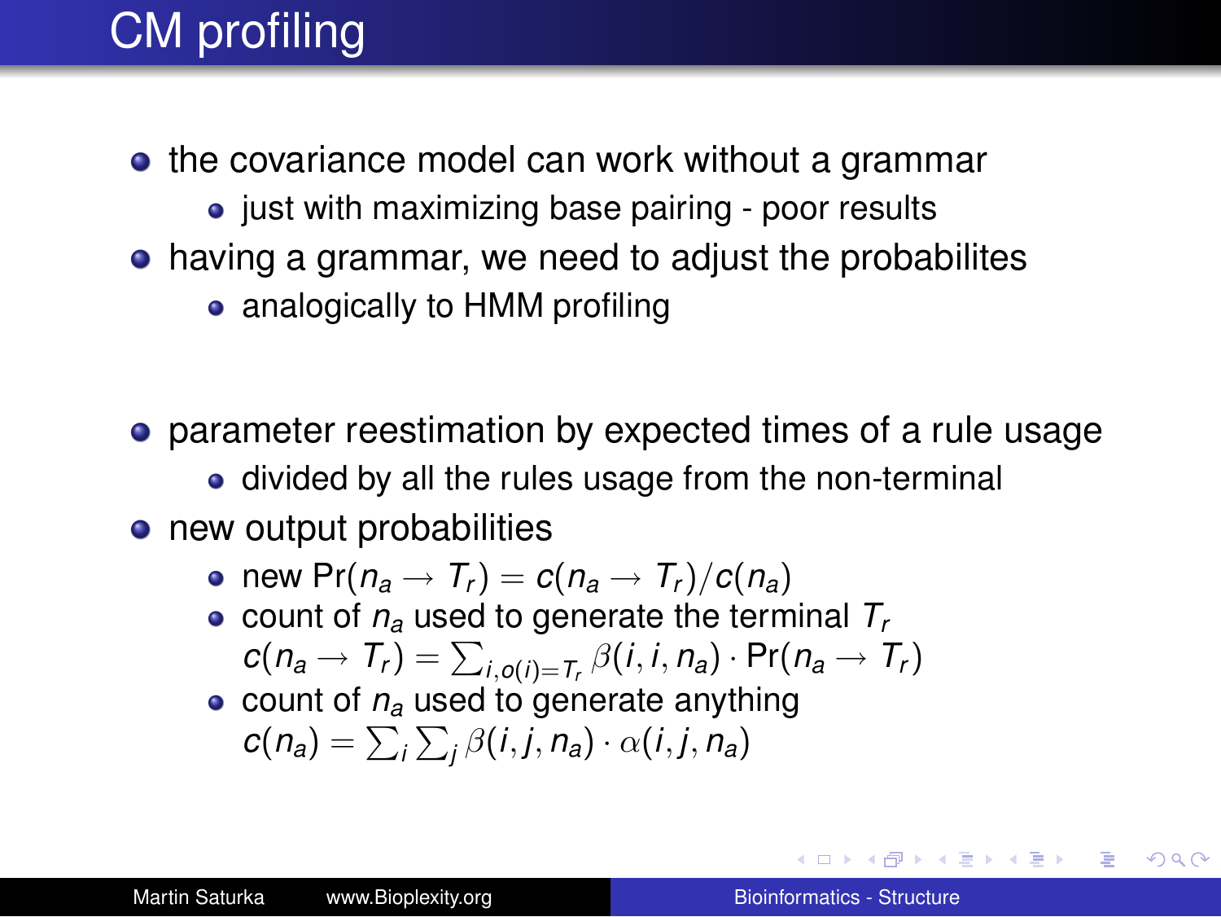# CM profiling

- the covariance model can work without a grammar
  - just with maximizing base pairing - poor results
- having a grammar, we need to adjust the probabilites
  - analogically to HMM profiling

- parameter reestimation by expected times of a rule usage
  - divided by all the rules usage from the non-terminal
- new output probabilities
  - new $\Pr(n_a \rightarrow T_r) = c(n_a \rightarrow T_r)/c(n_a)$
  - count of $n_a$ used to generate the terminal $T_r$
    $c(n_a \rightarrow T_r) = \sum_{i,o(i)=T_r} \beta(i,i,n_a) \cdot \Pr(n_a \rightarrow T_r)$
  - count of $n_a$ used to generate anything
    $c(n_a) = \sum_i \sum_j \beta(i,j,n_a) \cdot \alpha(i,j,n_a)$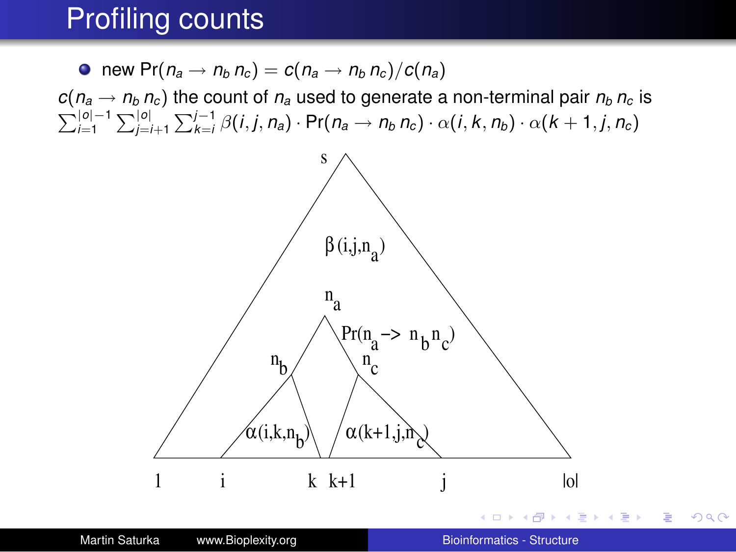# Profiling counts

- new $\Pr(n_a \rightarrow n_b\, n_c) = c(n_a \rightarrow n_b\, n_c)/c(n_a)$

$c(n_a \rightarrow n_b\, n_c)$ the count of $n_a$ used to generate a non-terminal pair $n_b\, n_c$ is $\sum_{i=1}^{|o|-1} \sum_{j=i+1}^{|o|} \sum_{k=i}^{j-1} \beta(i,j,n_a) \cdot \Pr(n_a \rightarrow n_b\, n_c) \cdot \alpha(i,k,n_b) \cdot \alpha(k+1,j,n_c)$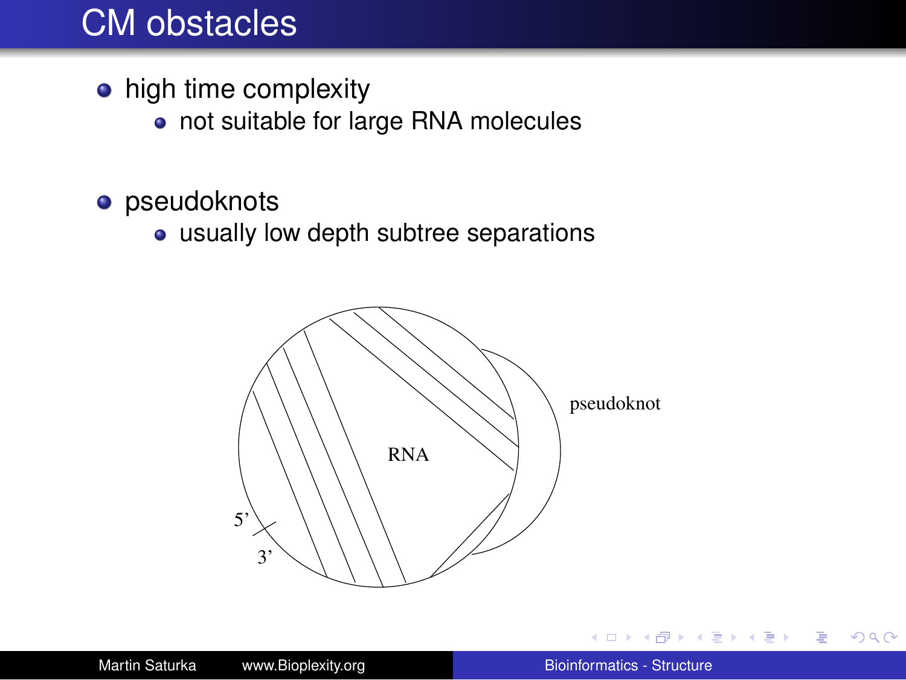# CM obstacles

- high time complexity
  - not suitable for large RNA molecules
- pseudoknots
  - usually low depth subtree separations

pseudoknot

RNA

5'

3'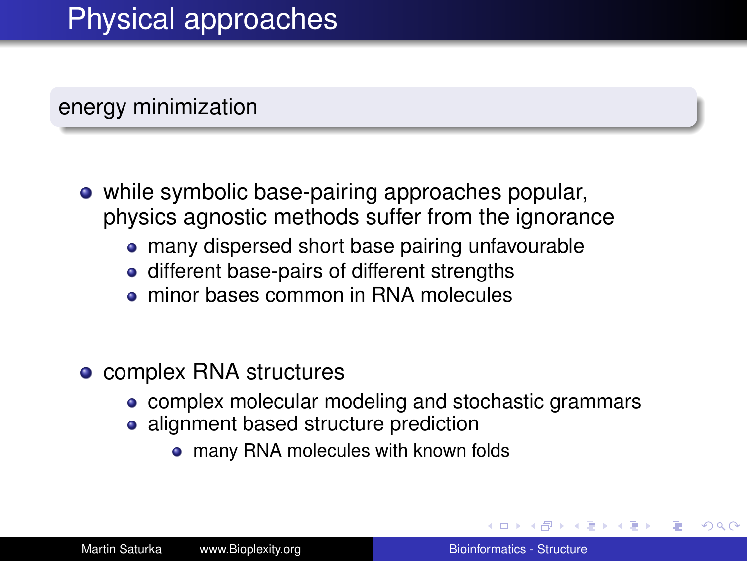# Physical approaches

## energy minimization

- while symbolic base-pairing approaches popular, physics agnostic methods suffer from the ignorance
  - many dispersed short base pairing unfavourable
  - different base-pairs of different strengths
  - minor bases common in RNA molecules

- complex RNA structures
  - complex molecular modeling and stochastic grammars
  - alignment based structure prediction
    - many RNA molecules with known folds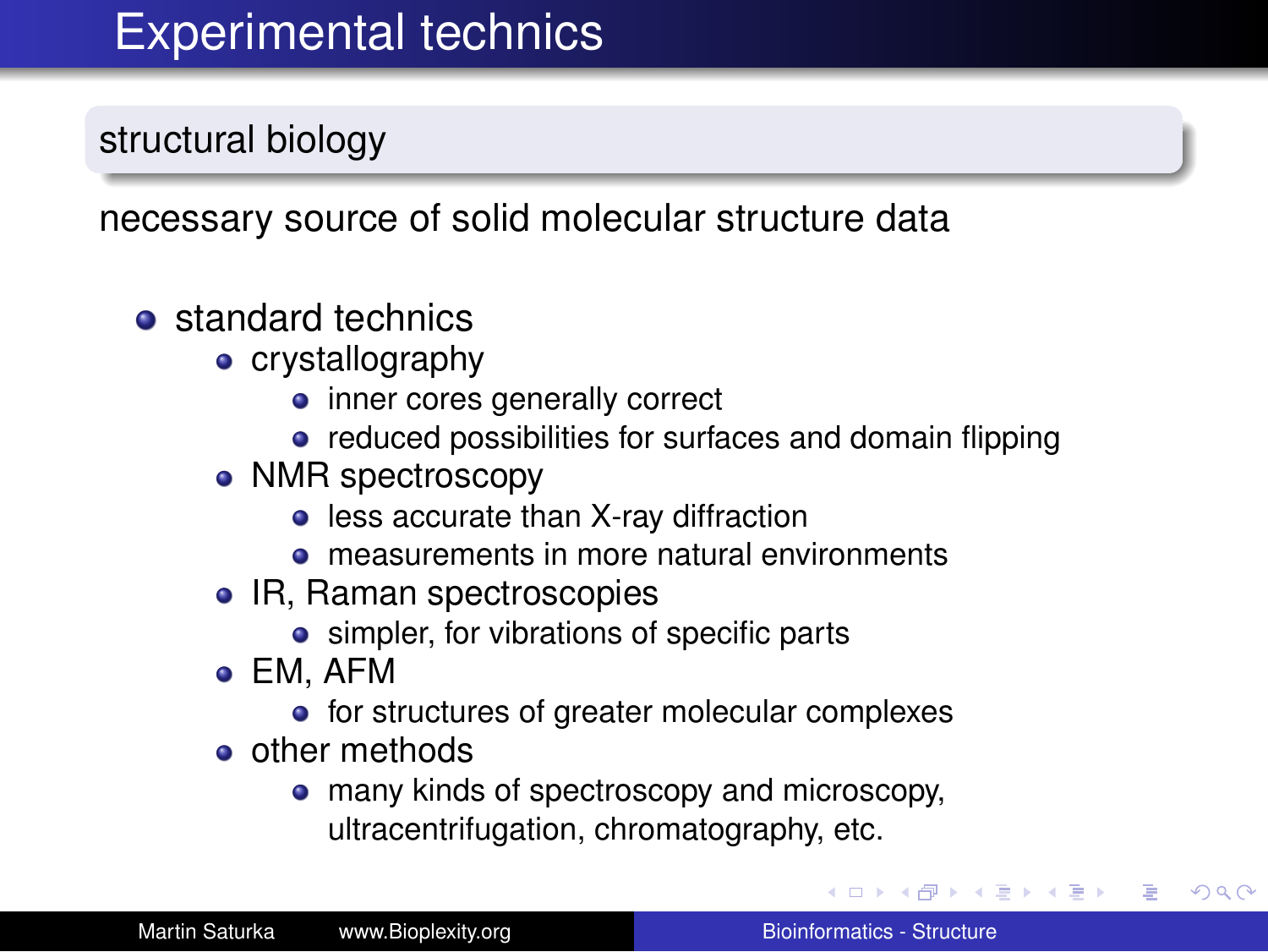# Experimental technics

## structural biology

necessary source of solid molecular structure data

- standard technics
  - crystallography
    - inner cores generally correct
    - reduced possibilities for surfaces and domain flipping
  - NMR spectroscopy
    - less accurate than X-ray diffraction
    - measurements in more natural environments
  - IR, Raman spectroscopies
    - simpler, for vibrations of specific parts
  - EM, AFM
    - for structures of greater molecular complexes
  - other methods
    - many kinds of spectroscopy and microscopy, ultracentrifugation, chromatography, etc.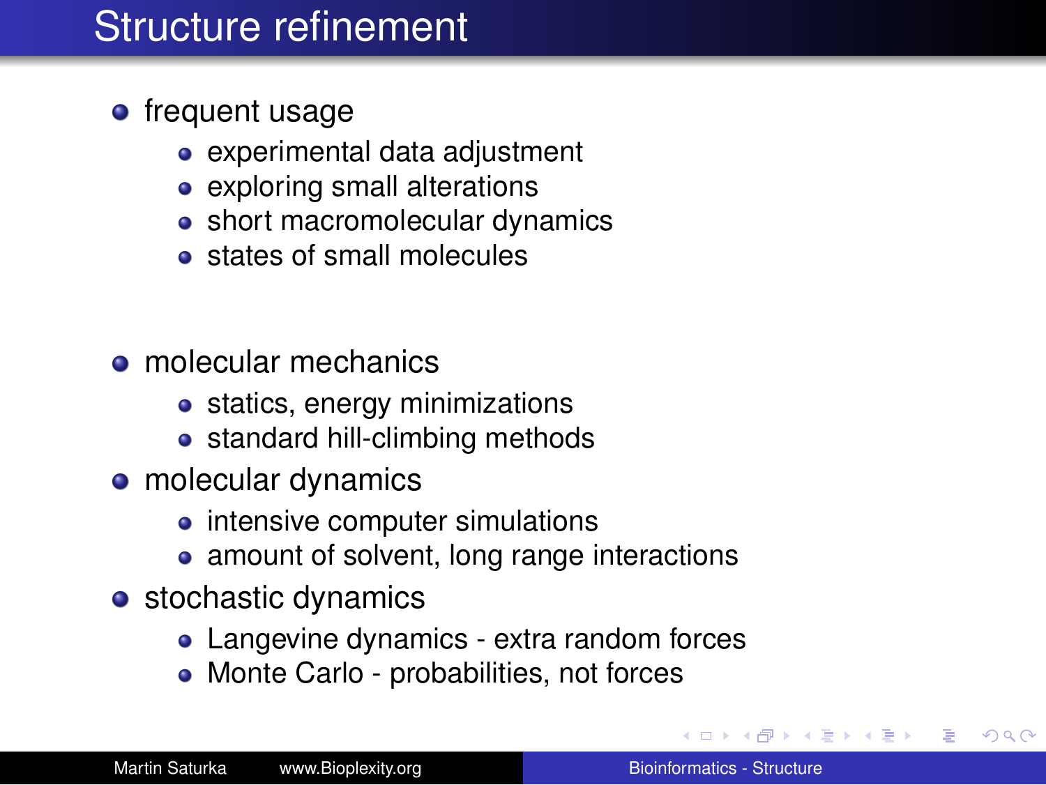# Structure refinement

- frequent usage
  - experimental data adjustment
  - exploring small alterations
  - short macromolecular dynamics
  - states of small molecules

- molecular mechanics
  - statics, energy minimizations
  - standard hill-climbing methods
- molecular dynamics
  - intensive computer simulations
  - amount of solvent, long range interactions
- stochastic dynamics
  - Langevine dynamics - extra random forces
  - Monte Carlo - probabilities, not forces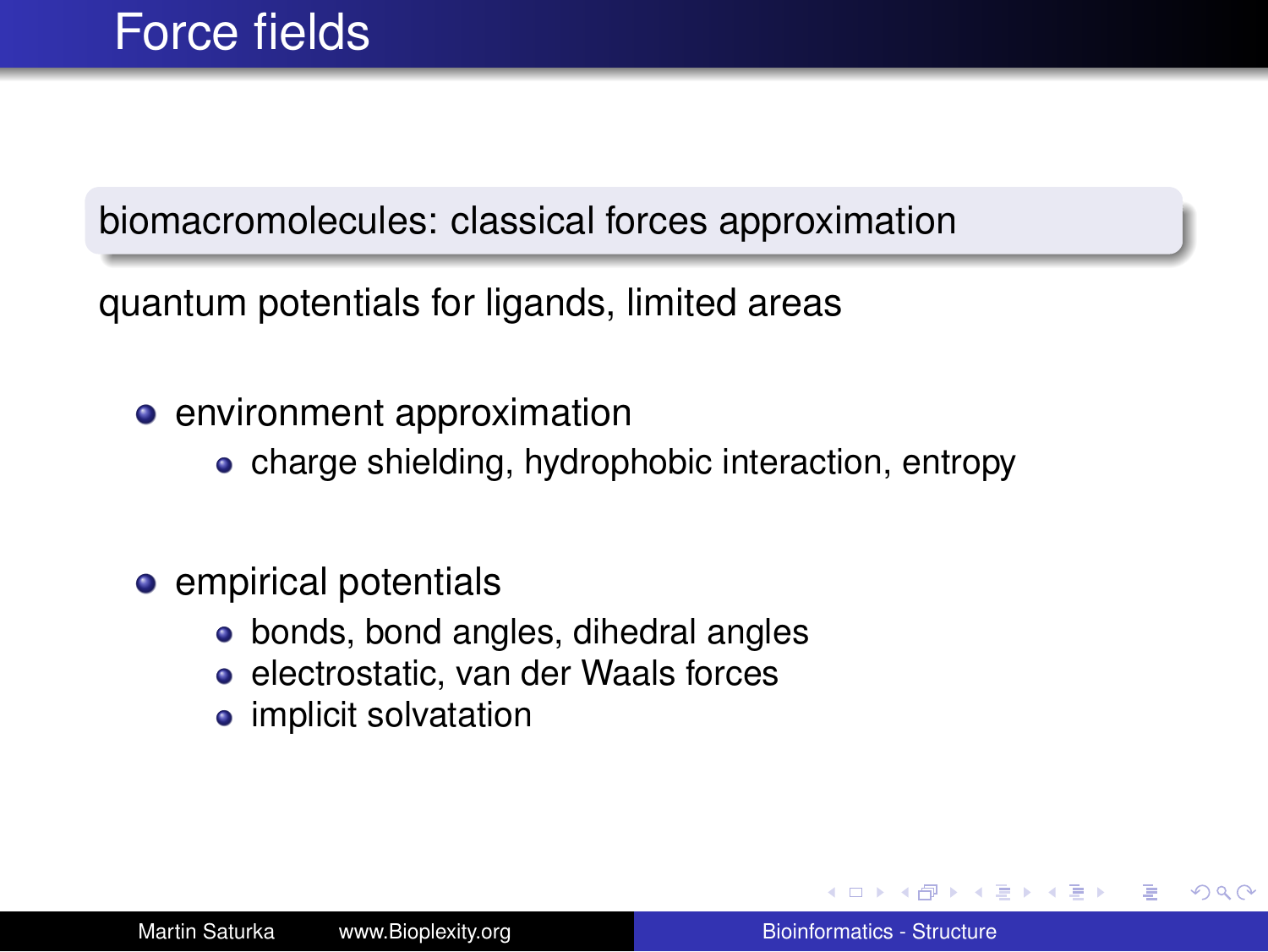# Force fields

**biomacromolecules: classical forces approximation**

quantum potentials for ligands, limited areas

- environment approximation
  - charge shielding, hydrophobic interaction, entropy

- empirical potentials
  - bonds, bond angles, dihedral angles
  - electrostatic, van der Waals forces
  - implicit solvatation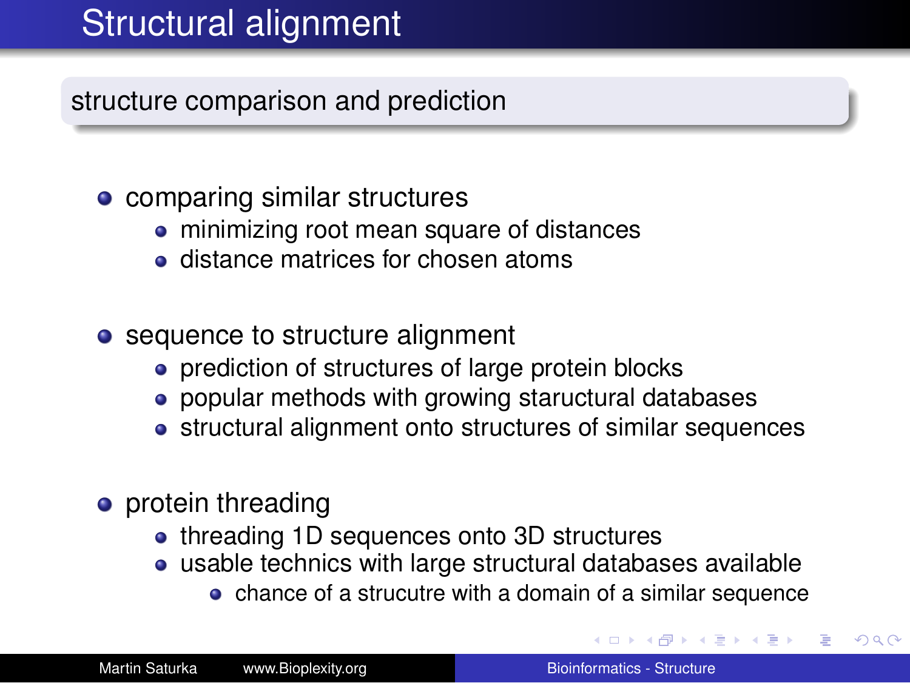# Structural alignment

## structure comparison and prediction

- comparing similar structures
  - minimizing root mean square of distances
  - distance matrices for chosen atoms
- sequence to structure alignment
  - prediction of structures of large protein blocks
  - popular methods with growing staructural databases
  - structural alignment onto structures of similar sequences
- protein threading
  - threading 1D sequences onto 3D structures
  - usable technics with large structural databases available
    - chance of a strucutre with a domain of a similar sequence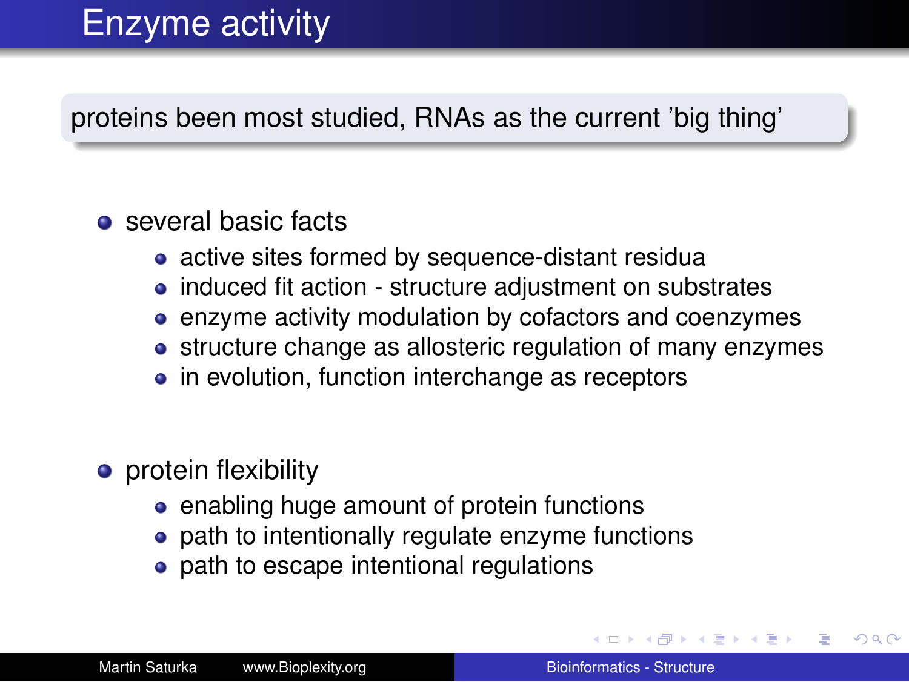# Enzyme activity

proteins been most studied, RNAs as the current 'big thing'

- several basic facts
  - active sites formed by sequence-distant residua
  - induced fit action - structure adjustment on substrates
  - enzyme activity modulation by cofactors and coenzymes
  - structure change as allosteric regulation of many enzymes
  - in evolution, function interchange as receptors

- protein flexibility
  - enabling huge amount of protein functions
  - path to intentionally regulate enzyme functions
  - path to escape intentional regulations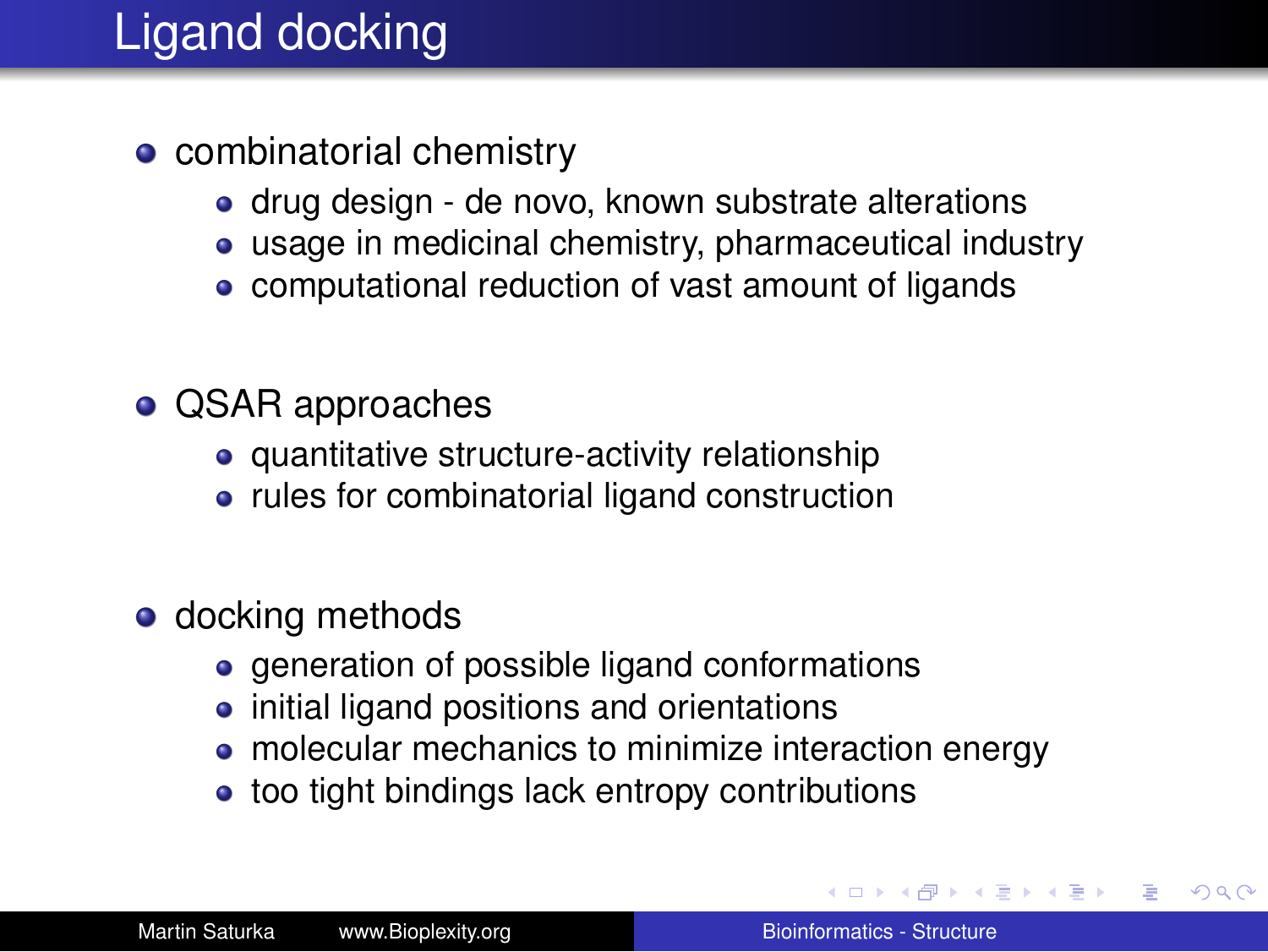# Ligand docking

- combinatorial chemistry
  - drug design - de novo, known substrate alterations
  - usage in medicinal chemistry, pharmaceutical industry
  - computational reduction of vast amount of ligands

- QSAR approaches
  - quantitative structure-activity relationship
  - rules for combinatorial ligand construction

- docking methods
  - generation of possible ligand conformations
  - initial ligand positions and orientations
  - molecular mechanics to minimize interaction energy
  - too tight bindings lack entropy contributions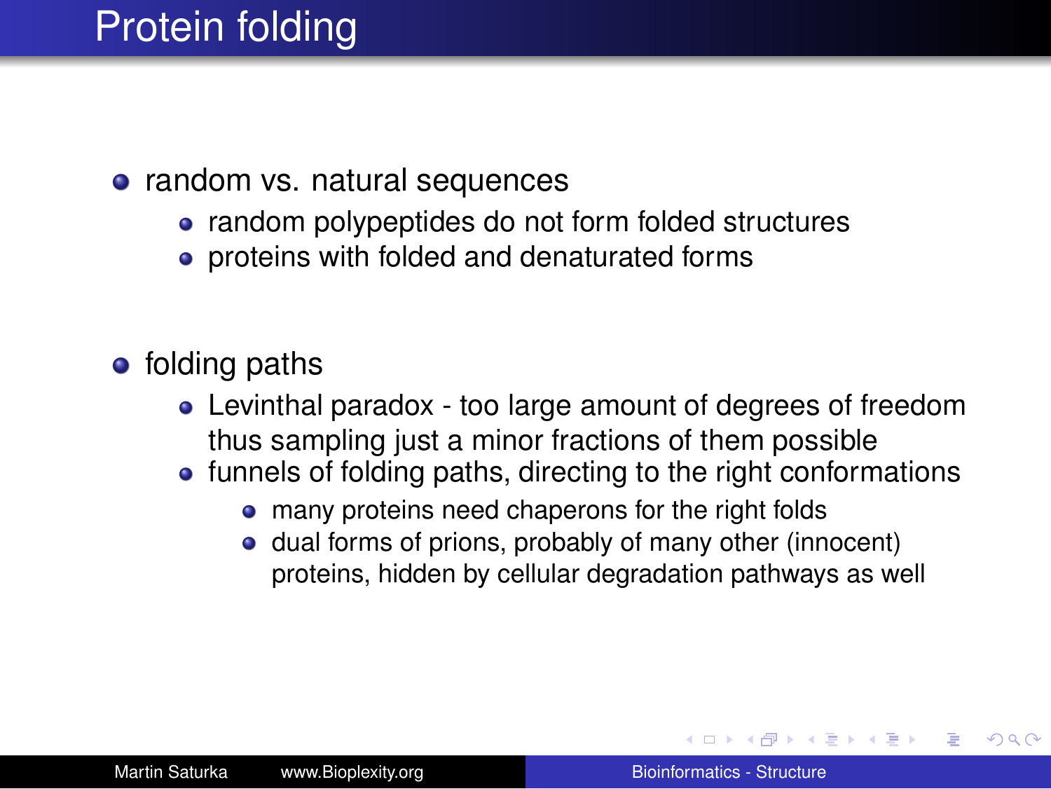# Protein folding

- random vs. natural sequences
  - random polypeptides do not form folded structures
  - proteins with folded and denaturated forms

- folding paths
  - Levinthal paradox - too large amount of degrees of freedom thus sampling just a minor fractions of them possible
  - funnels of folding paths, directing to the right conformations
    - many proteins need chaperons for the right folds
    - dual forms of prions, probably of many other (innocent) proteins, hidden by cellular degradation pathways as well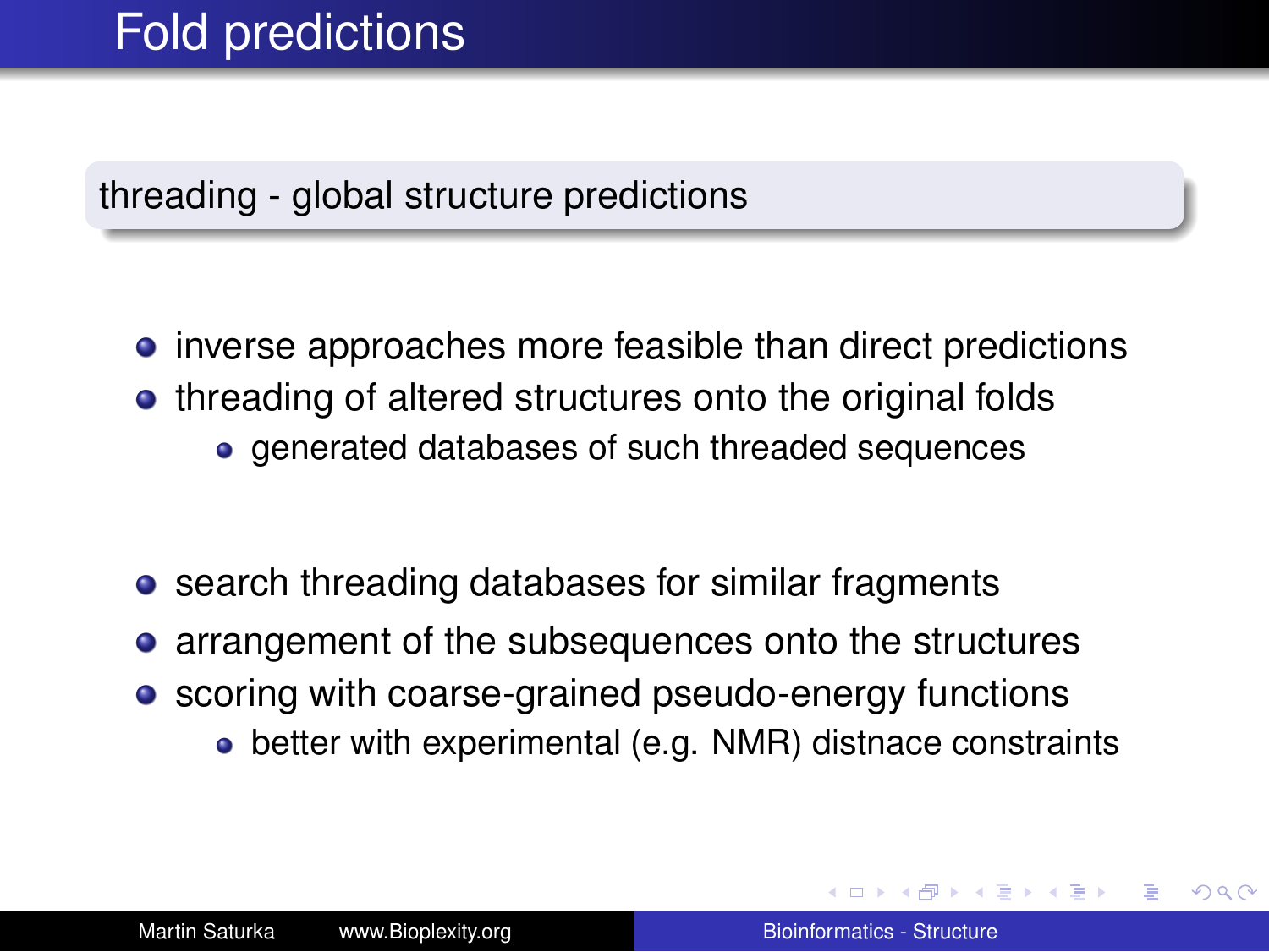# Fold predictions

## threading - global structure predictions

- inverse approaches more feasible than direct predictions
- threading of altered structures onto the original folds
  - generated databases of such threaded sequences

- search threading databases for similar fragments
- arrangement of the subsequences onto the structures
- scoring with coarse-grained pseudo-energy functions
  - better with experimental (e.g. NMR) distnace constraints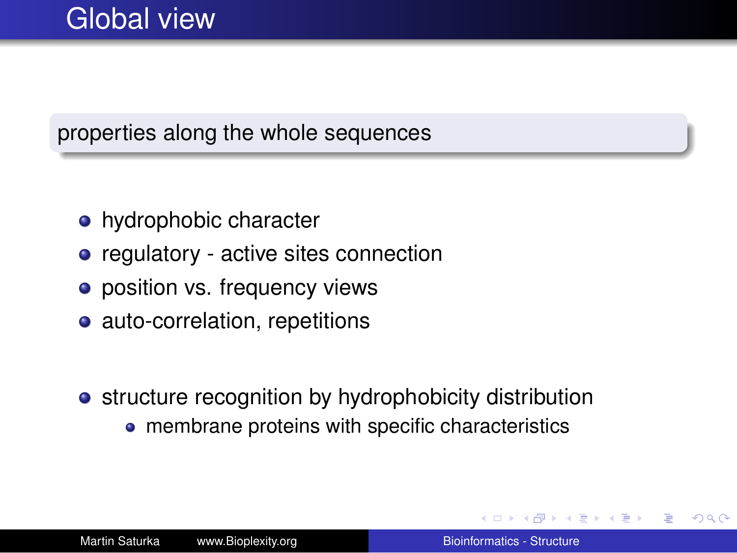# Global view

properties along the whole sequences

- hydrophobic character
- regulatory - active sites connection
- position vs. frequency views
- auto-correlation, repetitions

- structure recognition by hydrophobicity distribution
  - membrane proteins with specific characteristics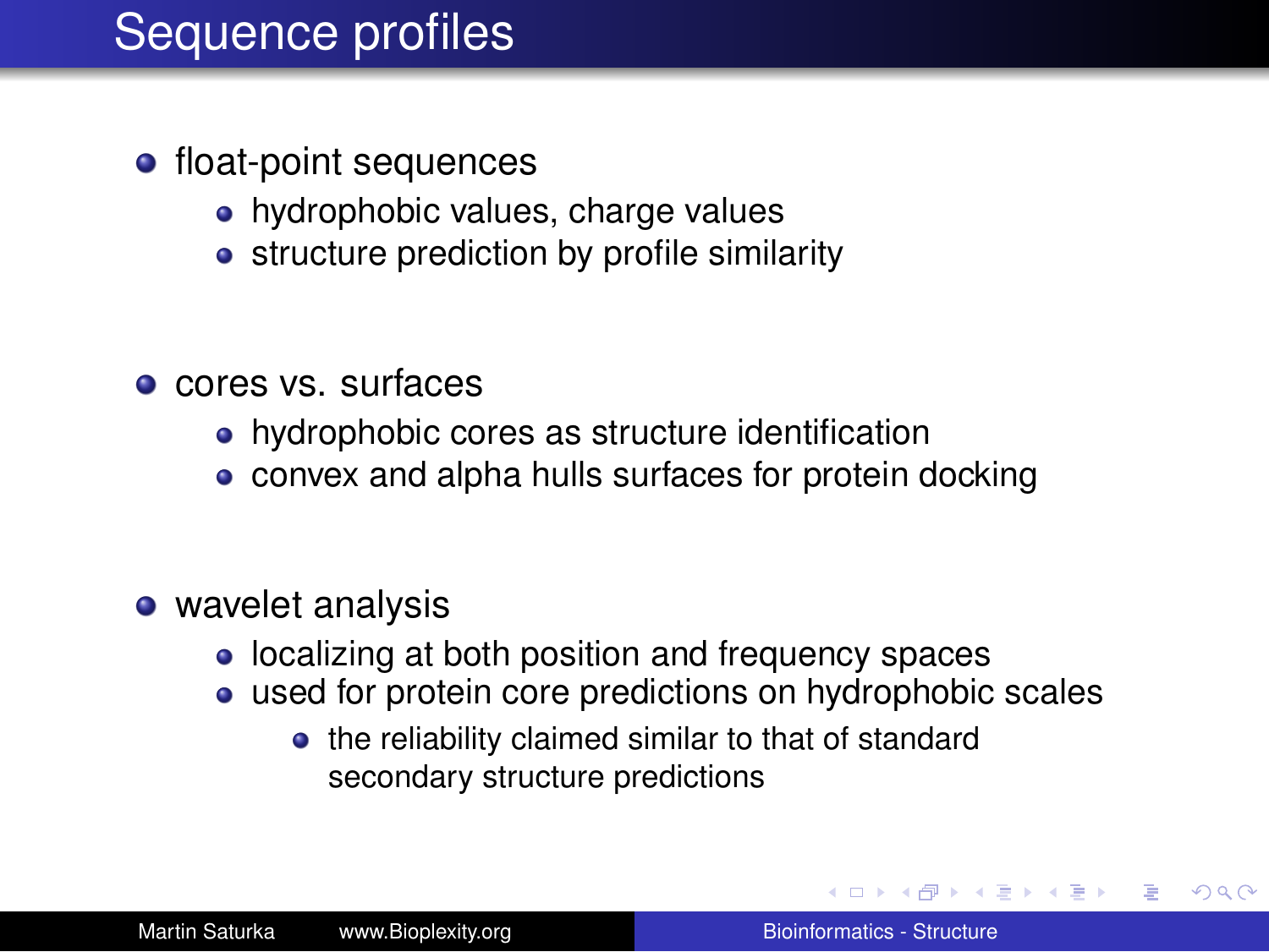# Sequence profiles

- float-point sequences
  - hydrophobic values, charge values
  - structure prediction by profile similarity
- cores vs. surfaces
  - hydrophobic cores as structure identification
  - convex and alpha hulls surfaces for protein docking
- wavelet analysis
  - localizing at both position and frequency spaces
  - used for protein core predictions on hydrophobic scales
    - the reliability claimed similar to that of standard secondary structure predictions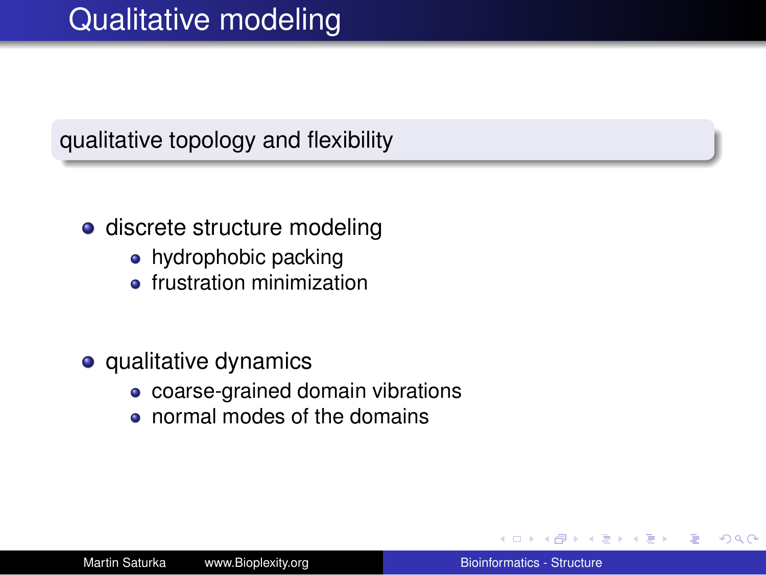# Qualitative modeling

## qualitative topology and flexibility

- discrete structure modeling
    - hydrophobic packing
    - frustration minimization
- qualitative dynamics
    - coarse-grained domain vibrations
    - normal modes of the domains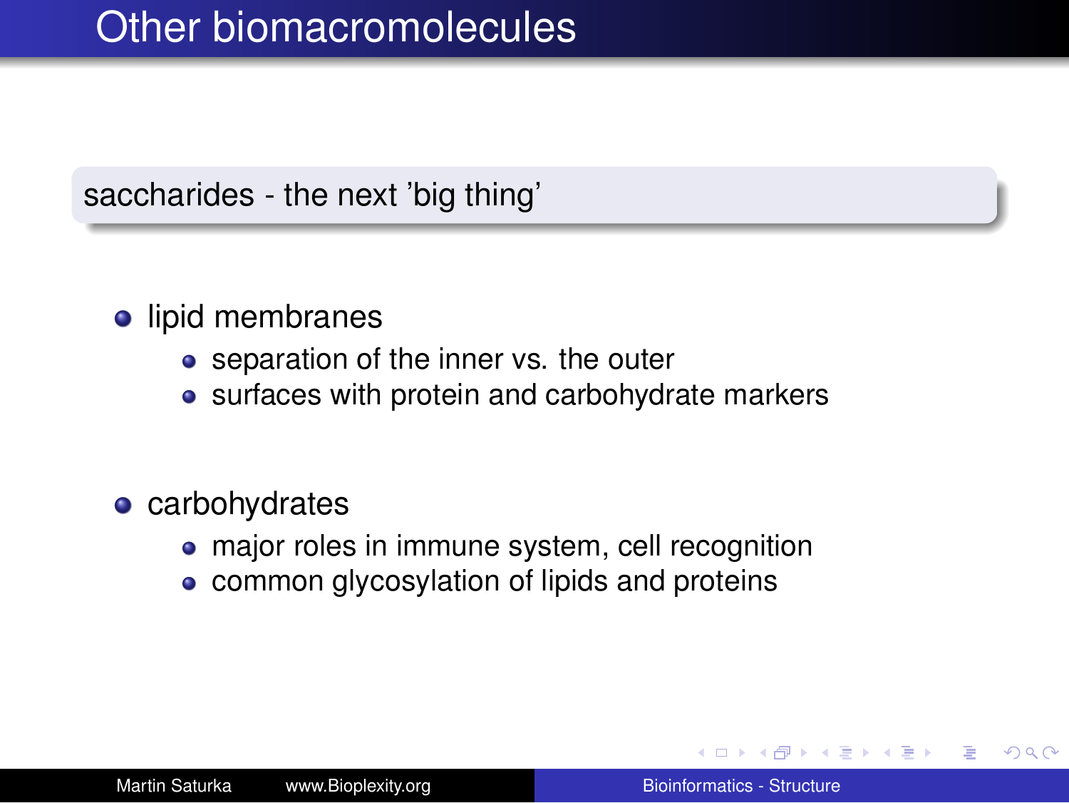# Other biomacromolecules

saccharides - the next 'big thing'

- lipid membranes
  - separation of the inner vs. the outer
  - surfaces with protein and carbohydrate markers

- carbohydrates
  - major roles in immune system, cell recognition
  - common glycosylation of lipids and proteins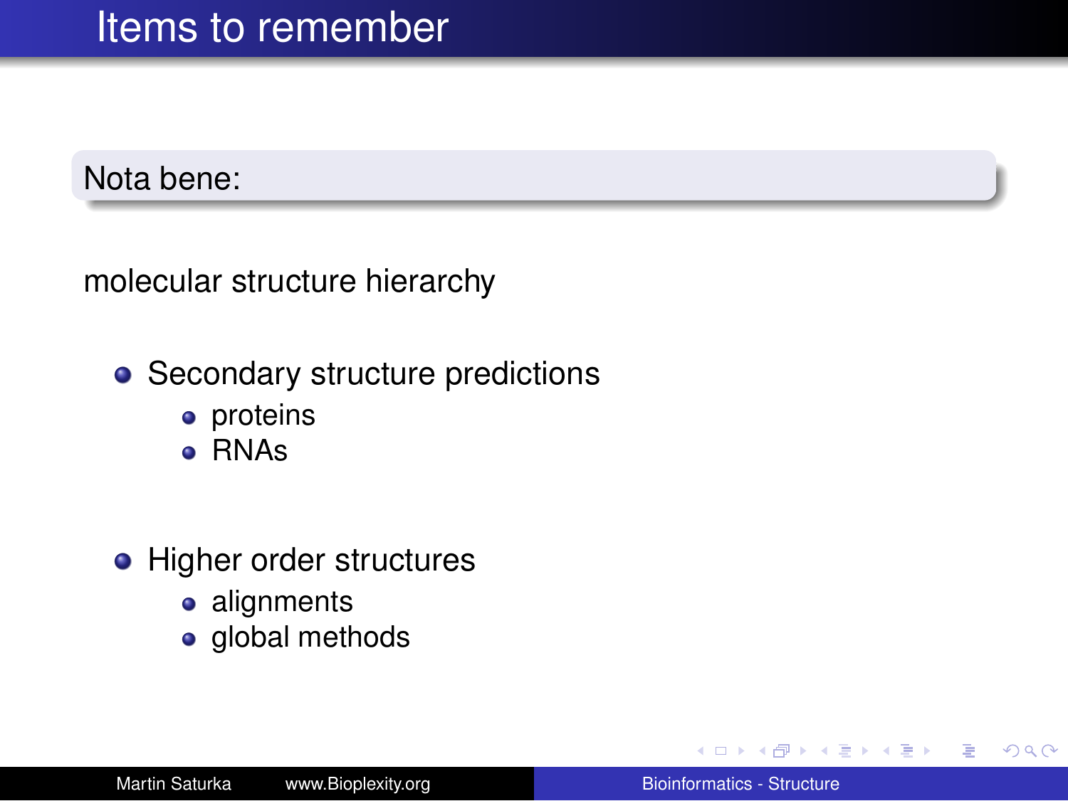# Items to remember

**Nota bene:**

molecular structure hierarchy

- Secondary structure predictions
  - proteins
  - RNAs

- Higher order structures
  - alignments
  - global methods